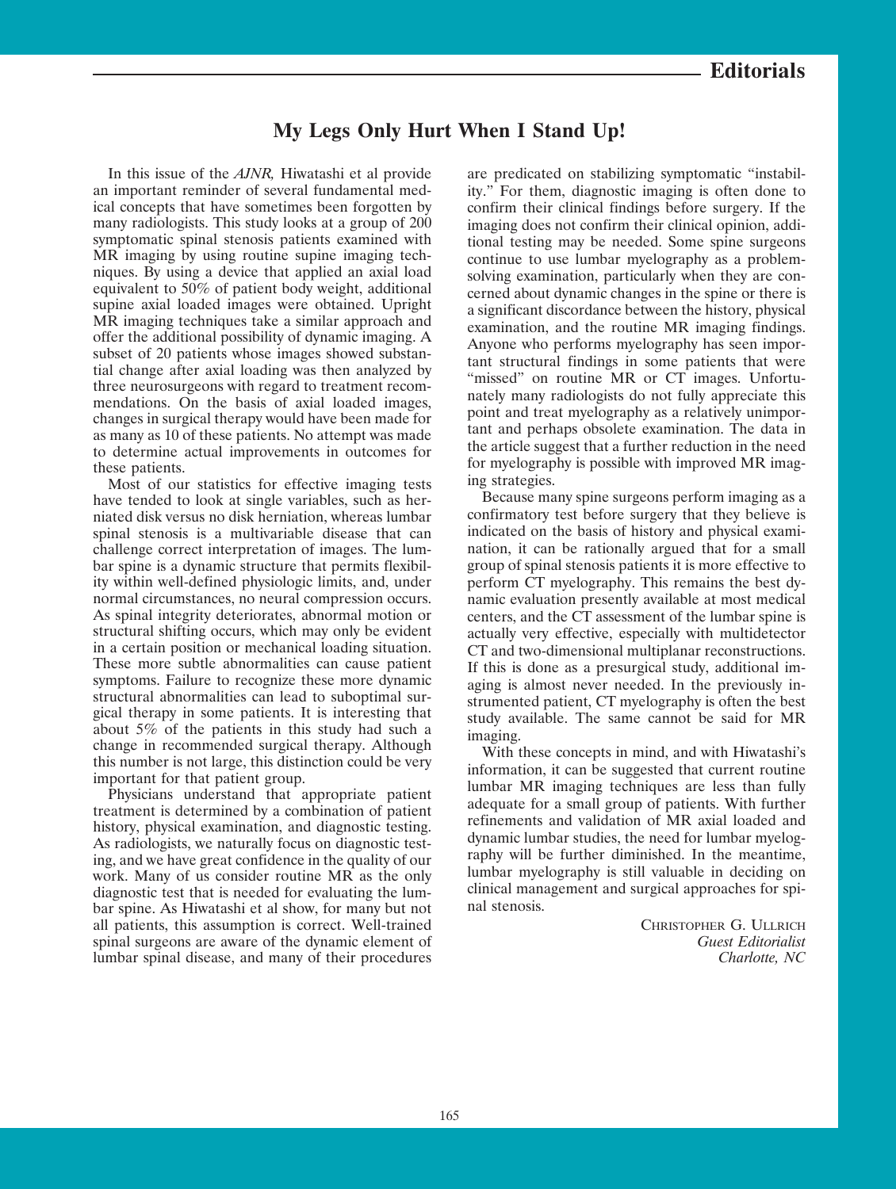# Editorials

## My Legs Only Hurt When I Stand Up!

In this issue of the *AJNR,* Hiwatashi et al provide an important reminder of several fundamental medical concepts that have sometimes been forgotten by many radiologists. This study looks at a group of 200 symptomatic spinal stenosis patients examined with MR imaging by using routine supine imaging techniques. By using a device that applied an axial load equivalent to 50% of patient body weight, additional supine axial loaded images were obtained. Upright MR imaging techniques take a similar approach and offer the additional possibility of dynamic imaging. A subset of 20 patients whose images showed substantial change after axial loading was then analyzed by three neurosurgeons with regard to treatment recommendations. On the basis of axial loaded images, changes in surgical therapy would have been made for as many as 10 of these patients. No attempt was made to determine actual improvements in outcomes for these patients.

Most of our statistics for effective imaging tests have tended to look at single variables, such as herniated disk versus no disk herniation, whereas lumbar spinal stenosis is a multivariable disease that can challenge correct interpretation of images. The lumbar spine is a dynamic structure that permits flexibility within well-defined physiologic limits, and, under normal circumstances, no neural compression occurs. As spinal integrity deteriorates, abnormal motion or structural shifting occurs, which may only be evident in a certain position or mechanical loading situation. These more subtle abnormalities can cause patient symptoms. Failure to recognize these more dynamic structural abnormalities can lead to suboptimal surgical therapy in some patients. It is interesting that about 5% of the patients in this study had such a change in recommended surgical therapy. Although this number is not large, this distinction could be very important for that patient group.

Physicians understand that appropriate patient treatment is determined by a combination of patient history, physical examination, and diagnostic testing. As radiologists, we naturally focus on diagnostic testing, and we have great confidence in the quality of our work. Many of us consider routine MR as the only diagnostic test that is needed for evaluating the lumbar spine. As Hiwatashi et al show, for many but not all patients, this assumption is correct. Well-trained spinal surgeons are aware of the dynamic element of lumbar spinal disease, and many of their procedures are predicated on stabilizing symptomatic "instability." For them, diagnostic imaging is often done to confirm their clinical findings before surgery. If the imaging does not confirm their clinical opinion, additional testing may be needed. Some spine surgeons continue to use lumbar myelography as a problem-solving examination, particularly when they are concerned about dynamic changes in the spine or there is a significant discordance between the history, physical examination, and the routine MR imaging findings. Anyone who performs myelography has seen important structural findings in some patients that were "missed" on routine MR or CT images. Unfortunately many radiologists do not fully appreciate this point and treat myelography as a relatively unimportant and perhaps obsolete examination. The data in the article suggest that a further reduction in the need for myelography is possible with improved MR imaging strategies.

Because many spine surgeons perform imaging as a confirmatory test before surgery that they believe is indicated on the basis of history and physical examination, it can be rationally argued that for a small group of spinal stenosis patients it is more effective to perform CT myelography. This remains the best dynamic evaluation presently available at most medical centers, and the CT assessment of the lumbar spine is actually very effective, especially with multidetector CT and two-dimensional multiplanar reconstructions. If this is done as a presurgical study, additional imaging is almost never needed. In the previously instrumented patient, CT myelography is often the best study available. The same cannot be said for MR imaging.

With these concepts in mind, and with Hiwatashi's information, it can be suggested that current routine lumbar MR imaging techniques are less than fully adequate for a small group of patients. With further refinements and validation of MR axial loaded and dynamic lumbar studies, the need for lumbar myelography will be further diminished. In the meantime, lumbar myelography is still valuable in deciding on clinical management and surgical approaches for spinal stenosis.

CHRISTOPHER G. ULLRICH
*Guest Editorialist*
*Charlotte, NC*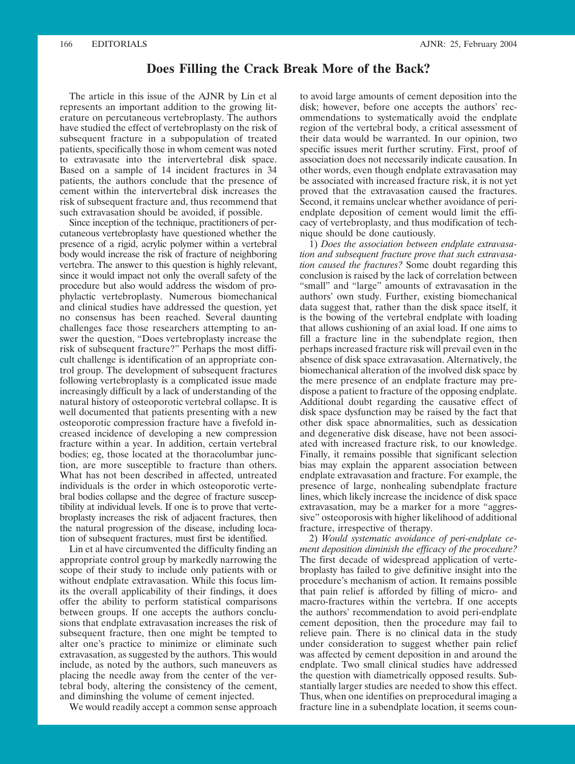# Does Filling the Crack Break More of the Back?

The article in this issue of the AJNR by Lin et al represents an important addition to the growing literature on percutaneous vertebroplasty. The authors have studied the effect of vertebroplasty on the risk of subsequent fracture in a subpopulation of treated patients, specifically those in whom cement was noted to extravasate into the intervertebral disk space. Based on a sample of 14 incident fractures in 34 patients, the authors conclude that the presence of cement within the intervertebral disk increases the risk of subsequent fracture and, thus recommend that such extravasation should be avoided, if possible.

Since inception of the technique, practitioners of percutaneous vertebroplasty have questioned whether the presence of a rigid, acrylic polymer within a vertebral body would increase the risk of fracture of neighboring vertebra. The answer to this question is highly relevant, since it would impact not only the overall safety of the procedure but also would address the wisdom of prophylactic vertebroplasty. Numerous biomechanical and clinical studies have addressed the question, yet no consensus has been reached. Several daunting challenges face those researchers attempting to answer the question, "Does vertebroplasty increase the risk of subsequent fracture?" Perhaps the most difficult challenge is identification of an appropriate control group. The development of subsequent fractures following vertebroplasty is a complicated issue made increasingly difficult by a lack of understanding of the natural history of osteoporotic vertebral collapse. It is well documented that patients presenting with a new osteoporotic compression fracture have a fivefold increased incidence of developing a new compression fracture within a year. In addition, certain vertebral bodies; eg, those located at the thoracolumbar junction, are more susceptible to fracture than others. What has not been described in affected, untreated individuals is the order in which osteoporotic vertebral bodies collapse and the degree of fracture susceptibility at individual levels. If one is to prove that vertebroplasty increases the risk of adjacent fractures, then the natural progression of the disease, including location of subsequent fractures, must first be identified.

Lin et al have circumvented the difficulty finding an appropriate control group by markedly narrowing the scope of their study to include only patients with or without endplate extravasation. While this focus limits the overall applicability of their findings, it does offer the ability to perform statistical comparisons between groups. If one accepts the authors conclusions that endplate extravasation increases the risk of subsequent fracture, then one might be tempted to alter one's practice to minimize or eliminate such extravasation, as suggested by the authors. This would include, as noted by the authors, such maneuvers as placing the needle away from the center of the vertebral body, altering the consistency of the cement, and diminishing the volume of cement injected.

We would readily accept a common sense approach to avoid large amounts of cement deposition into the disk; however, before one accepts the authors' recommendations to systematically avoid the endplate region of the vertebral body, a critical assessment of their data would be warranted. In our opinion, two specific issues merit further scrutiny. First, proof of association does not necessarily indicate causation. In other words, even though endplate extravasation may be associated with increased fracture risk, it is not yet proved that the extravasation caused the fractures. Second, it remains unclear whether avoidance of peri-endplate deposition of cement would limit the efficacy of vertebroplasty, and thus modification of technique should be done cautiously.

1) *Does the association between endplate extravasation and subsequent fracture prove that such extravasation caused the fractures?* Some doubt regarding this conclusion is raised by the lack of correlation between "small" and "large" amounts of extravasation in the authors' own study. Further, existing biomechanical data suggest that, rather than the disk space itself, it is the bowing of the vertebral endplate with loading that allows cushioning of an axial load. If one aims to fill a fracture line in the subendplate region, then perhaps increased fracture risk will prevail even in the absence of disk space extravasation. Alternatively, the biomechanical alteration of the involved disk space by the mere presence of an endplate fracture may predispose a patient to fracture of the opposing endplate. Additional doubt regarding the causative effect of disk space dysfunction may be raised by the fact that other disk space abnormalities, such as dessication and degenerative disk disease, have not been associated with increased fracture risk, to our knowledge. Finally, it remains possible that significant selection bias may explain the apparent association between endplate extravasation and fracture. For example, the presence of large, nonhealing subendplate fracture lines, which likely increase the incidence of disk space extravasation, may be a marker for a more "aggressive" osteoporosis with higher likelihood of additional fracture, irrespective of therapy.

2) *Would systematic avoidance of peri-endplate cement deposition diminish the efficacy of the procedure?* The first decade of widespread application of vertebroplasty has failed to give definitive insight into the procedure's mechanism of action. It remains possible that pain relief is afforded by filling of micro- and macro-fractures within the vertebra. If one accepts the authors' recommendation to avoid peri-endplate cement deposition, then the procedure may fail to relieve pain. There is no clinical data in the study under consideration to suggest whether pain relief was affected by cement deposition in and around the endplate. Two small clinical studies have addressed the question with diametrically opposed results. Substantially larger studies are needed to show this effect. Thus, when one identifies on preprocedural imaging a fracture line in a subendplate location, it seems coun-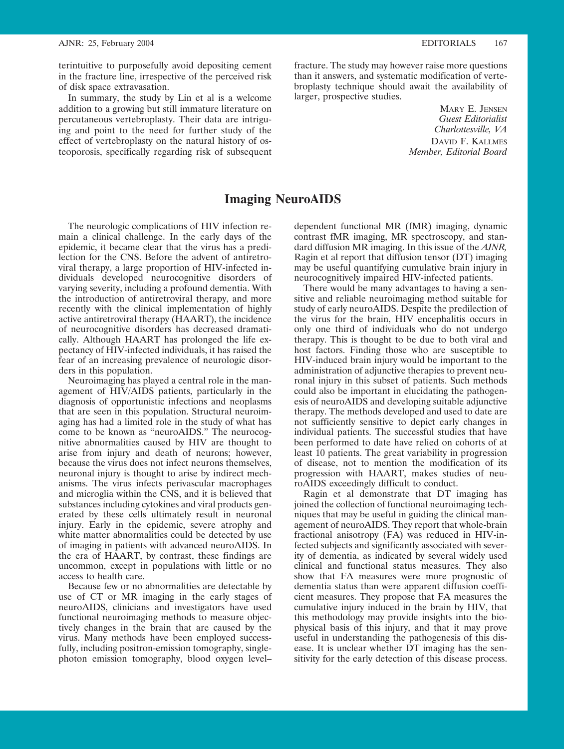terintuitive to purposefully avoid depositing cement in the fracture line, irrespective of the perceived risk of disk space extravasation.

In summary, the study by Lin et al is a welcome addition to a growing but still immature literature on percutaneous vertebroplasty. Their data are intriguing and point to the need for further study of the effect of vertebroplasty on the natural history of osteoporosis, specifically regarding risk of subsequent fracture. The study may however raise more questions than it answers, and systematic modification of vertebroplasty technique should await the availability of larger, prospective studies.

MARY E. JENSEN
*Guest Editorialist*
*Charlottesville, VA*
DAVID F. KALLMES
*Member, Editorial Board*

# Imaging NeuroAIDS

The neurologic complications of HIV infection remain a clinical challenge. In the early days of the epidemic, it became clear that the virus has a predilection for the CNS. Before the advent of antiretroviral therapy, a large proportion of HIV-infected individuals developed neurocognitive disorders of varying severity, including a profound dementia. With the introduction of antiretroviral therapy, and more recently with the clinical implementation of highly active antiretroviral therapy (HAART), the incidence of neurocognitive disorders has decreased dramatically. Although HAART has prolonged the life expectancy of HIV-infected individuals, it has raised the fear of an increasing prevalence of neurologic disorders in this population.

Neuroimaging has played a central role in the management of HIV/AIDS patients, particularly in the diagnosis of opportunistic infections and neoplasms that are seen in this population. Structural neuroimaging has had a limited role in the study of what has come to be known as "neuroAIDS." The neurocognitive abnormalities caused by HIV are thought to arise from injury and death of neurons; however, because the virus does not infect neurons themselves, neuronal injury is thought to arise by indirect mechanisms. The virus infects perivascular macrophages and microglia within the CNS, and it is believed that substances including cytokines and viral products generated by these cells ultimately result in neuronal injury. Early in the epidemic, severe atrophy and white matter abnormalities could be detected by use of imaging in patients with advanced neuroAIDS. In the era of HAART, by contrast, these findings are uncommon, except in populations with little or no access to health care.

Because few or no abnormalities are detectable by use of CT or MR imaging in the early stages of neuroAIDS, clinicians and investigators have used functional neuroimaging methods to measure objectively changes in the brain that are caused by the virus. Many methods have been employed successfully, including positron-emission tomography, single-photon emission tomography, blood oxygen level–dependent functional MR (fMR) imaging, dynamic contrast fMR imaging, MR spectroscopy, and standard diffusion MR imaging. In this issue of the *AJNR*, Ragin et al report that diffusion tensor (DT) imaging may be useful quantifying cumulative brain injury in neurocognitively impaired HIV-infected patients.

There would be many advantages to having a sensitive and reliable neuroimaging method suitable for study of early neuroAIDS. Despite the predilection of the virus for the brain, HIV encephalitis occurs in only one third of individuals who do not undergo therapy. This is thought to be due to both viral and host factors. Finding those who are susceptible to HIV-induced brain injury would be important to the administration of adjunctive therapies to prevent neuronal injury in this subset of patients. Such methods could also be important in elucidating the pathogenesis of neuroAIDS and developing suitable adjunctive therapy. The methods developed and used to date are not sufficiently sensitive to depict early changes in individual patients. The successful studies that have been performed to date have relied on cohorts of at least 10 patients. The great variability in progression of disease, not to mention the modification of its progression with HAART, makes studies of neuroAIDS exceedingly difficult to conduct.

Ragin et al demonstrate that DT imaging has joined the collection of functional neuroimaging techniques that may be useful in guiding the clinical management of neuroAIDS. They report that whole-brain fractional anisotropy (FA) was reduced in HIV-infected subjects and significantly associated with severity of dementia, as indicated by several widely used clinical and functional status measures. They also show that FA measures were more prognostic of dementia status than were apparent diffusion coefficient measures. They propose that FA measures the cumulative injury induced in the brain by HIV, that this methodology may provide insights into the biophysical basis of this injury, and that it may prove useful in understanding the pathogenesis of this disease. It is unclear whether DT imaging has the sensitivity for the early detection of this disease process.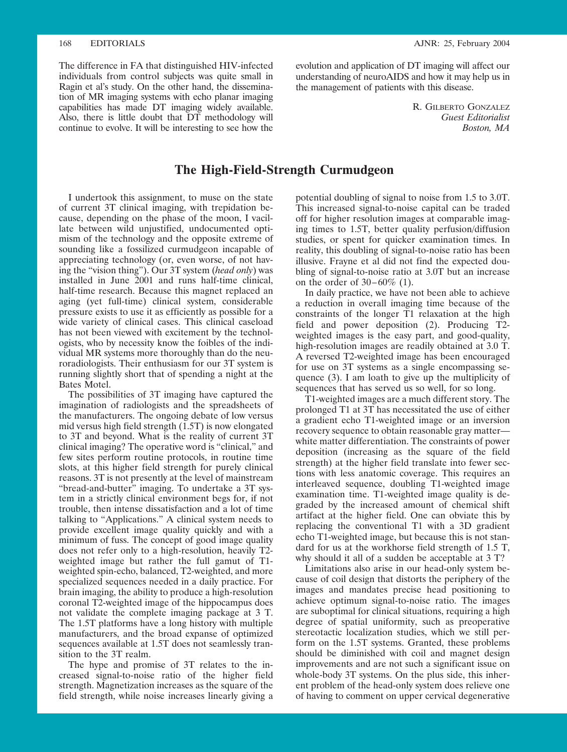The difference in FA that distinguished HIV-infected individuals from control subjects was quite small in Ragin et al's study. On the other hand, the dissemination of MR imaging systems with echo planar imaging capabilities has made DT imaging widely available. Also, there is little doubt that DT methodology will continue to evolve. It will be interesting to see how the evolution and application of DT imaging will affect our understanding of neuroAIDS and how it may help us in the management of patients with this disease.

R. Gilberto Gonzalez
*Guest Editorialist*
*Boston, MA*

# The High-Field-Strength Curmudgeon

I undertook this assignment, to muse on the state of current 3T clinical imaging, with trepidation because, depending on the phase of the moon, I vacillate between wild unjustified, undocumented optimism of the technology and the opposite extreme of sounding like a fossilized curmudgeon incapable of appreciating technology (or, even worse, of not having the "vision thing"). Our 3T system (*head only*) was installed in June 2001 and runs half-time clinical, half-time research. Because this magnet replaced an aging (yet full-time) clinical system, considerable pressure exists to use it as efficiently as possible for a wide variety of clinical cases. This clinical caseload has not been viewed with excitement by the technologists, who by necessity know the foibles of the individual MR systems more thoroughly than do the neuroradiologists. Their enthusiasm for our 3T system is running slightly short that of spending a night at the Bates Motel.

The possibilities of 3T imaging have captured the imagination of radiologists and the spreadsheets of the manufacturers. The ongoing debate of low versus mid versus high field strength (1.5T) is now elongated to 3T and beyond. What is the reality of current 3T clinical imaging? The operative word is "clinical," and few sites perform routine protocols, in routine time slots, at this higher field strength for purely clinical reasons. 3T is not presently at the level of mainstream "bread-and-butter" imaging. To undertake a 3T system in a strictly clinical environment begs for, if not trouble, then intense dissatisfaction and a lot of time talking to "Applications." A clinical system needs to provide excellent image quality quickly and with a minimum of fuss. The concept of good image quality does not refer only to a high-resolution, heavily T2-weighted image but rather the full gamut of T1-weighted spin-echo, balanced, T2-weighted, and more specialized sequences needed in a daily practice. For brain imaging, the ability to produce a high-resolution coronal T2-weighted image of the hippocampus does not validate the complete imaging package at 3 T. The 1.5T platforms have a long history with multiple manufacturers, and the broad expanse of optimized sequences available at 1.5T does not seamlessly transition to the 3T realm.

The hype and promise of 3T relates to the increased signal-to-noise ratio of the higher field strength. Magnetization increases as the square of the field strength, while noise increases linearly giving a potential doubling of signal to noise from 1.5 to 3.0T. This increased signal-to-noise capital can be traded off for higher resolution images at comparable imaging times to 1.5T, better quality perfusion/diffusion studies, or spent for quicker examination times. In reality, this doubling of signal-to-noise ratio has been illusive. Frayne et al did not find the expected doubling of signal-to-noise ratio at 3.0T but an increase on the order of 30–60% (1).

In daily practice, we have not been able to achieve a reduction in overall imaging time because of the constraints of the longer T1 relaxation at the high field and power deposition (2). Producing T2-weighted images is the easy part, and good-quality, high-resolution images are readily obtained at 3.0 T. A reversed T2-weighted image has been encouraged for use on 3T systems as a single encompassing sequence (3). I am loath to give up the multiplicity of sequences that has served us so well, for so long.

T1-weighted images are a much different story. The prolonged T1 at 3T has necessitated the use of either a gradient echo T1-weighted image or an inversion recovery sequence to obtain reasonable gray matter—white matter differentiation. The constraints of power deposition (increasing as the square of the field strength) at the higher field translate into fewer sections with less anatomic coverage. This requires an interleaved sequence, doubling T1-weighted image examination time. T1-weighted image quality is degraded by the increased amount of chemical shift artifact at the higher field. One can obviate this by replacing the conventional T1 with a 3D gradient echo T1-weighted image, but because this is not standard for us at the workhorse field strength of 1.5 T, why should it all of a sudden be acceptable at 3 T?

Limitations also arise in our head-only system because of coil design that distorts the periphery of the images and mandates precise head positioning to achieve optimum signal-to-noise ratio. The images are suboptimal for clinical situations, requiring a high degree of spatial uniformity, such as preoperative stereotactic localization studies, which we still perform on the 1.5T systems. Granted, these problems should be diminished with coil and magnet design improvements and are not such a significant issue on whole-body 3T systems. On the plus side, this inherent problem of the head-only system does relieve one of having to comment on upper cervical degenerative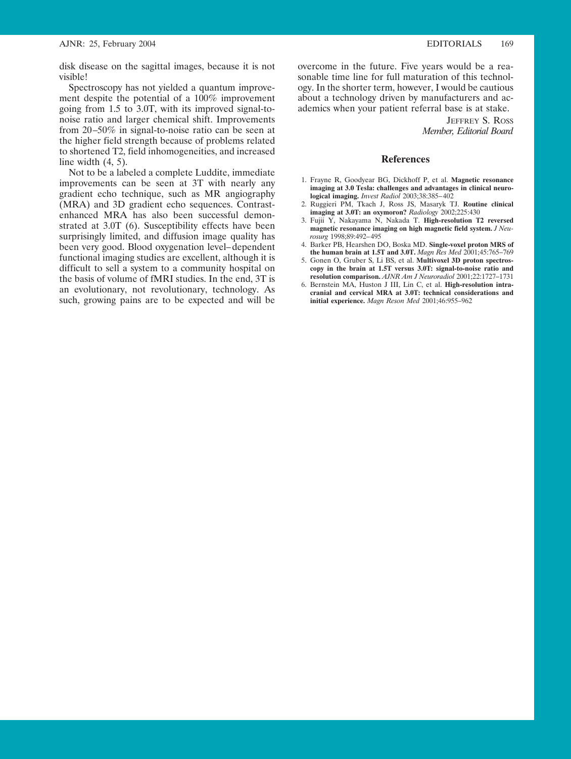disk disease on the sagittal images, because it is not visible!

Spectroscopy has not yielded a quantum improvement despite the potential of a 100% improvement going from 1.5 to 3.0T, with its improved signal-to-noise ratio and larger chemical shift. Improvements from 20–50% in signal-to-noise ratio can be seen at the higher field strength because of problems related to shortened T2, field inhomogeneities, and increased line width (4, 5).

Not to be a labeled a complete Luddite, immediate improvements can be seen at 3T with nearly any gradient echo technique, such as MR angiography (MRA) and 3D gradient echo sequences. Contrast-enhanced MRA has also been successful demonstrated at 3.0T (6). Susceptibility effects have been surprisingly limited, and diffusion image quality has been very good. Blood oxygenation level–dependent functional imaging studies are excellent, although it is difficult to sell a system to a community hospital on the basis of volume of fMRI studies. In the end, 3T is an evolutionary, not revolutionary, technology. As such, growing pains are to be expected and will be overcome in the future. Five years would be a reasonable time line for full maturation of this technology. In the shorter term, however, I would be cautious about a technology driven by manufacturers and academics when your patient referral base is at stake.

JEFFREY S. ROSS
*Member, Editorial Board*

## References

1. Frayne R, Goodyear BG, Dickhoff P, et al. **Magnetic resonance imaging at 3.0 Tesla: challenges and advantages in clinical neurological imaging.** *Invest Radiol* 2003;38:385–402
2. Ruggieri PM, Tkach J, Ross JS, Masaryk TJ. **Routine clinical imaging at 3.0T: an oxymoron?** *Radiology* 2002;225:430
3. Fujii Y, Nakayama N, Nakada T. **High-resolution T2 reversed magnetic resonance imaging on high magnetic field system.** *J Neurosurg* 1998;89:492–495
4. Barker PB, Hearshen DO, Boska MD. **Single-voxel proton MRS of the human brain at 1.5T and 3.0T.** *Magn Res Med* 2001;45:765–769
5. Gonen O, Gruber S, Li BS, et al. **Multivoxel 3D proton spectroscopy in the brain at 1.5T versus 3.0T: signal-to-noise ratio and resolution comparison.** *AJNR Am J Neuroradiol* 2001;22:1727–1731
6. Bernstein MA, Huston J III, Lin C, et al. **High-resolution intracranial and cervical MRA at 3.0T: technical considerations and initial experience.** *Magn Reson Med* 2001;46:955–962